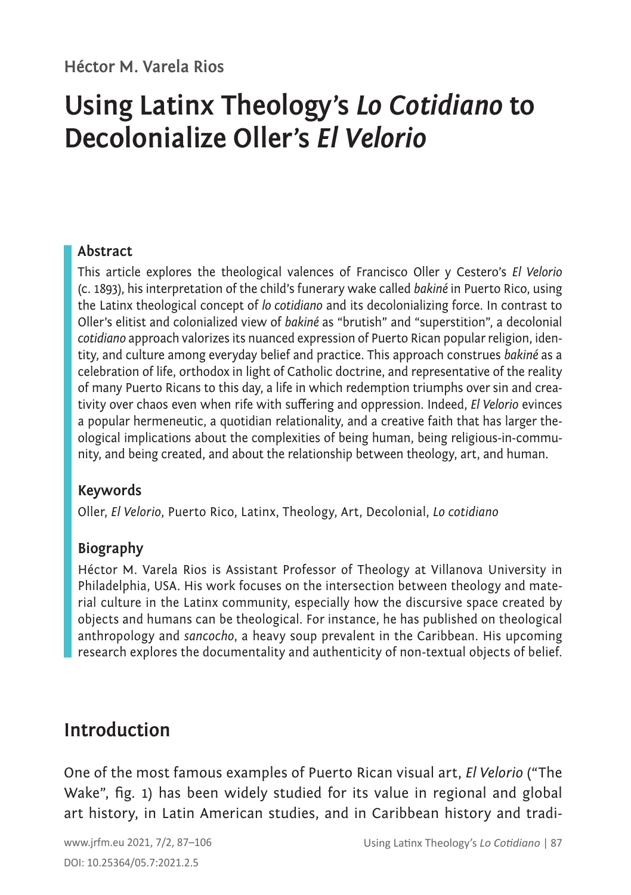Héctor M. Varela Rios

# Using Latinx Theology's *Lo Cotidiano* to Decolonialize Oller's *El Velorio*

### Abstract

This article explores the theological valences of Francisco Oller y Cestero's *El Velorio* (c. 1893), his interpretation of the child's funerary wake called *bakiné* in Puerto Rico, using the Latinx theological concept of *lo cotidiano* and its decolonializing force. In contrast to Oller's elitist and colonialized view of *bakiné* as "brutish" and "superstition", a decolonial *cotidiano* approach valorizes its nuanced expression of Puerto Rican popular religion, identity, and culture among everyday belief and practice. This approach construes *bakiné* as a celebration of life, orthodox in light of Catholic doctrine, and representative of the reality of many Puerto Ricans to this day, a life in which redemption triumphs over sin and creativity over chaos even when rife with suffering and oppression. Indeed, *El Velorio* evinces a popular hermeneutic, a quotidian relationality, and a creative faith that has larger theological implications about the complexities of being human, being religious-in-community, and being created, and about the relationship between theology, art, and human.

### Keywords

Oller, *El Velorio*, Puerto Rico, Latinx, Theology, Art, Decolonial, *Lo cotidiano*

### Biography

Héctor M. Varela Rios is Assistant Professor of Theology at Villanova University in Philadelphia, USA. His work focuses on the intersection between theology and material culture in the Latinx community, especially how the discursive space created by objects and humans can be theological. For instance, he has published on theological anthropology and *sancocho*, a heavy soup prevalent in the Caribbean. His upcoming research explores the documentality and authenticity of non-textual objects of belief.

## Introduction

One of the most famous examples of Puerto Rican visual art, *El Velorio* ("The Wake", fig. 1) has been widely studied for its value in regional and global art history, in Latin American studies, and in Caribbean history and tradi-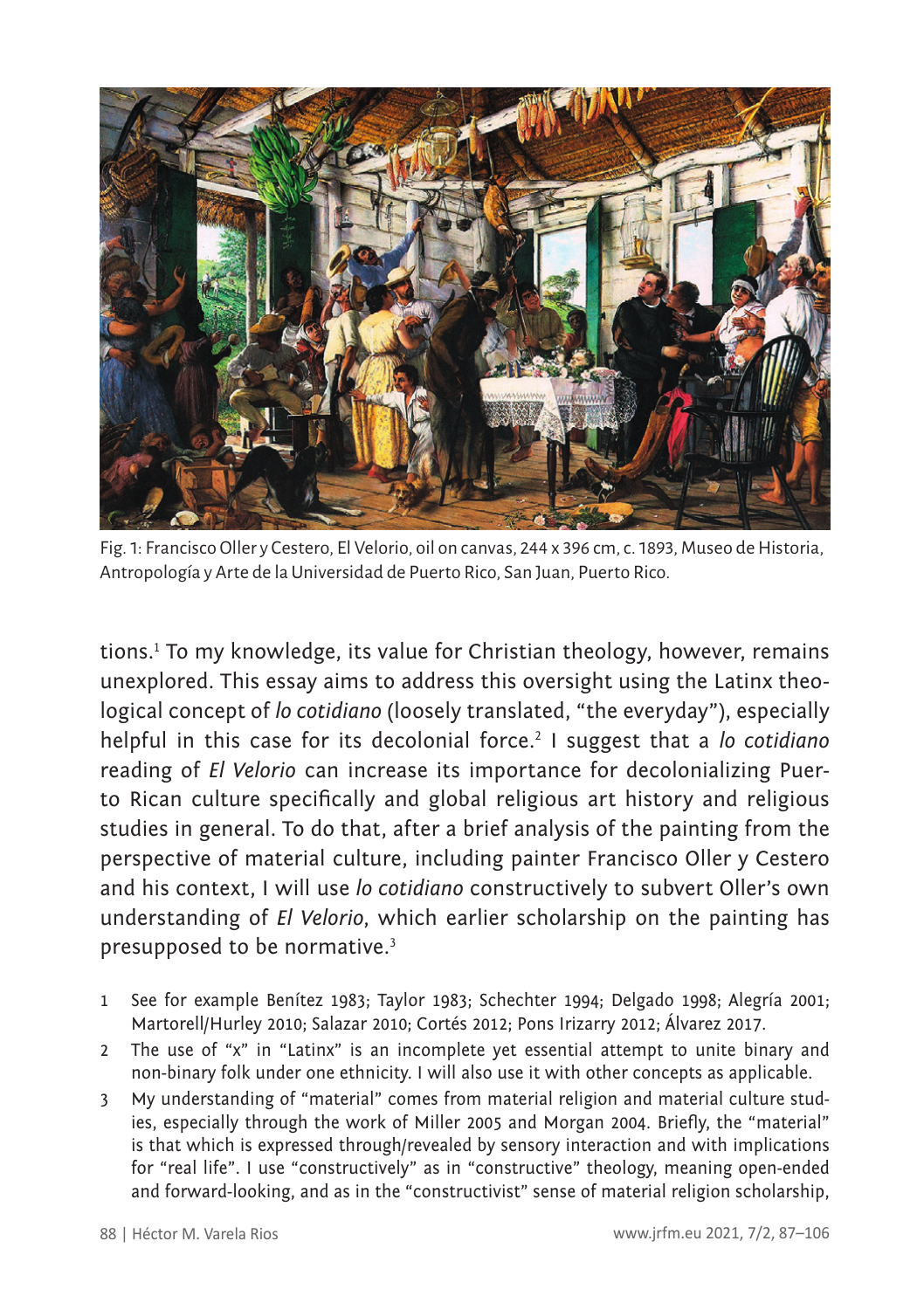Fig. 1: Francisco Oller y Cestero, El Velorio, oil on canvas, 244 x 396 cm, c. 1893, Museo de Historia, Antropología y Arte de la Universidad de Puerto Rico, San Juan, Puerto Rico.

tions.[1] To my knowledge, its value for Christian theology, however, remains unexplored. This essay aims to address this oversight using the Latinx theological concept of *lo cotidiano* (loosely translated, "the everyday"), especially helpful in this case for its decolonial force.[2] I suggest that a *lo cotidiano* reading of *El Velorio* can increase its importance for decolonializing Puerto Rican culture specifically and global religious art history and religious studies in general. To do that, after a brief analysis of the painting from the perspective of material culture, including painter Francisco Oller y Cestero and his context, I will use *lo cotidiano* constructively to subvert Oller's own understanding of *El Velorio*, which earlier scholarship on the painting has presupposed to be normative.[3]

1 See for example Benítez 1983; Taylor 1983; Schechter 1994; Delgado 1998; Alegría 2001; Martorell/Hurley 2010; Salazar 2010; Cortés 2012; Pons Irizarry 2012; Álvarez 2017.

2 The use of "x" in "Latinx" is an incomplete yet essential attempt to unite binary and non-binary folk under one ethnicity. I will also use it with other concepts as applicable.

3 My understanding of "material" comes from material religion and material culture studies, especially through the work of Miller 2005 and Morgan 2004. Briefly, the "material" is that which is expressed through/revealed by sensory interaction and with implications for "real life". I use "constructively" as in "constructive" theology, meaning open-ended and forward-looking, and as in the "constructivist" sense of material religion scholarship,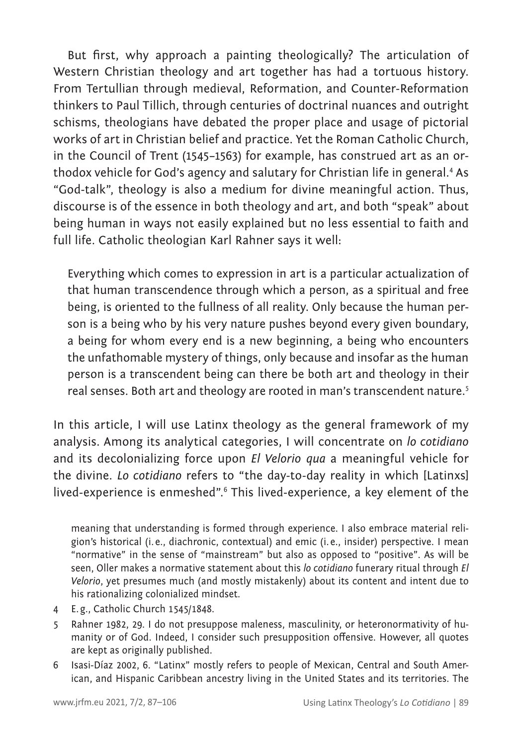But first, why approach a painting theologically? The articulation of Western Christian theology and art together has had a tortuous history. From Tertullian through medieval, Reformation, and Counter-Reformation thinkers to Paul Tillich, through centuries of doctrinal nuances and outright schisms, theologians have debated the proper place and usage of pictorial works of art in Christian belief and practice. Yet the Roman Catholic Church, in the Council of Trent (1545–1563) for example, has construed art as an orthodox vehicle for God's agency and salutary for Christian life in general.[4] As "God-talk", theology is also a medium for divine meaningful action. Thus, discourse is of the essence in both theology and art, and both "speak" about being human in ways not easily explained but no less essential to faith and full life. Catholic theologian Karl Rahner says it well:

> Everything which comes to expression in art is a particular actualization of that human transcendence through which a person, as a spiritual and free being, is oriented to the fullness of all reality. Only because the human person is a being who by his very nature pushes beyond every given boundary, a being for whom every end is a new beginning, a being who encounters the unfathomable mystery of things, only because and insofar as the human person is a transcendent being can there be both art and theology in their real senses. Both art and theology are rooted in man's transcendent nature.[5]

In this article, I will use Latinx theology as the general framework of my analysis. Among its analytical categories, I will concentrate on *lo cotidiano* and its decolonializing force upon *El Velorio qua* a meaningful vehicle for the divine. *Lo cotidiano* refers to "the day-to-day reality in which [Latinxs] lived-experience is enmeshed".[6] This lived-experience, a key element of the

meaning that understanding is formed through experience. I also embrace material religion's historical (i. e., diachronic, contextual) and emic (i. e., insider) perspective. I mean "normative" in the sense of "mainstream" but also as opposed to "positive". As will be seen, Oller makes a normative statement about this *lo cotidiano* funerary ritual through *El Velorio*, yet presumes much (and mostly mistakenly) about its content and intent due to his rationalizing colonialized mindset.

4 E. g., Catholic Church 1545/1848.

5 Rahner 1982, 29. I do not presuppose maleness, masculinity, or heteronormativity of humanity or of God. Indeed, I consider such presupposition offensive. However, all quotes are kept as originally published.

6 Isasi-Díaz 2002, 6. "Latinx" mostly refers to people of Mexican, Central and South American, and Hispanic Caribbean ancestry living in the United States and its territories. The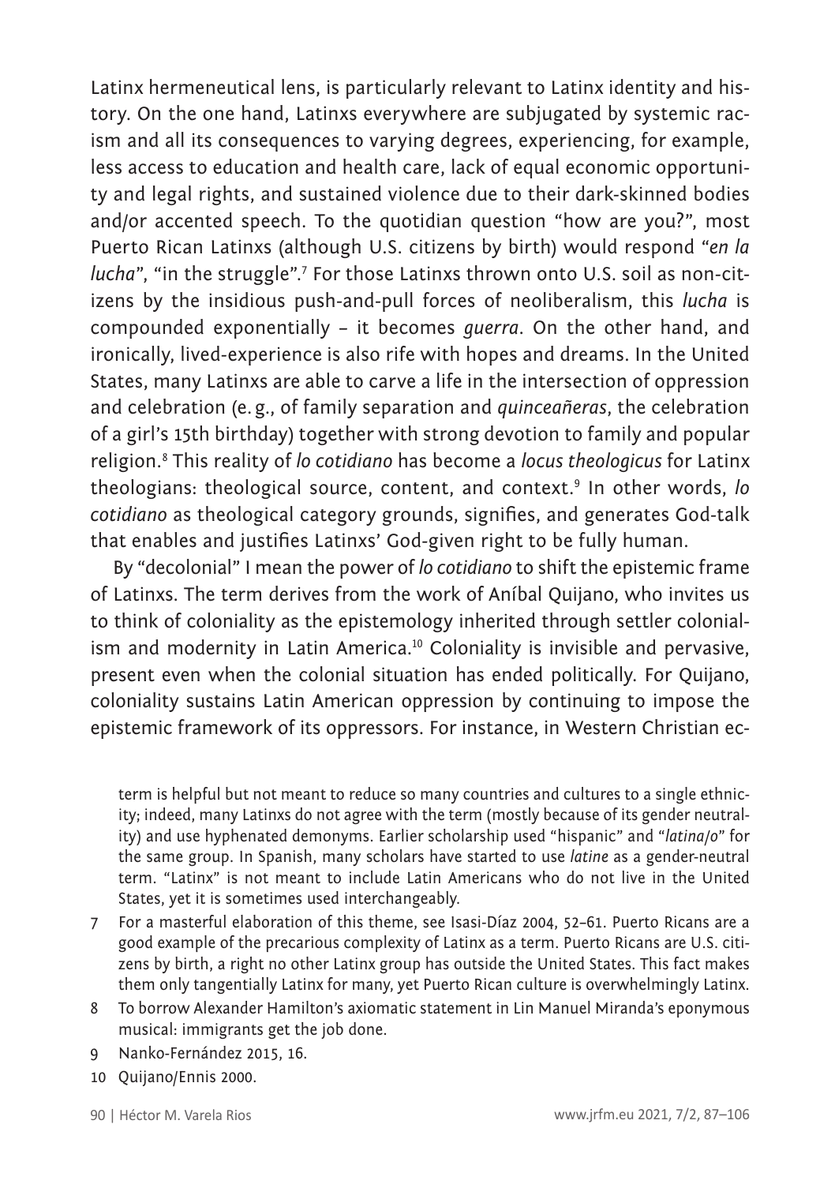Latinx hermeneutical lens, is particularly relevant to Latinx identity and history. On the one hand, Latinxs everywhere are subjugated by systemic racism and all its consequences to varying degrees, experiencing, for example, less access to education and health care, lack of equal economic opportunity and legal rights, and sustained violence due to their dark-skinned bodies and/or accented speech. To the quotidian question "how are you?", most Puerto Rican Latinxs (although U.S. citizens by birth) would respond "*en la lucha*", "in the struggle".[7] For those Latinxs thrown onto U.S. soil as non-citizens by the insidious push-and-pull forces of neoliberalism, this *lucha* is compounded exponentially – it becomes *guerra*. On the other hand, and ironically, lived-experience is also rife with hopes and dreams. In the United States, many Latinxs are able to carve a life in the intersection of oppression and celebration (e.g., of family separation and *quinceañeras*, the celebration of a girl's 15th birthday) together with strong devotion to family and popular religion.[8] This reality of *lo cotidiano* has become a *locus theologicus* for Latinx theologians: theological source, content, and context.[9] In other words, *lo cotidiano* as theological category grounds, signifies, and generates God-talk that enables and justifies Latinxs' God-given right to be fully human.

By "decolonial" I mean the power of *lo cotidiano* to shift the epistemic frame of Latinxs. The term derives from the work of Aníbal Quijano, who invites us to think of coloniality as the epistemology inherited through settler colonialism and modernity in Latin America.[10] Coloniality is invisible and pervasive, present even when the colonial situation has ended politically. For Quijano, coloniality sustains Latin American oppression by continuing to impose the epistemic framework of its oppressors. For instance, in Western Christian ec-

term is helpful but not meant to reduce so many countries and cultures to a single ethnicity; indeed, many Latinxs do not agree with the term (mostly because of its gender neutrality) and use hyphenated demonyms. Earlier scholarship used "hispanic" and "*latina/o*" for the same group. In Spanish, many scholars have started to use *latine* as a gender-neutral term. "Latinx" is not meant to include Latin Americans who do not live in the United States, yet it is sometimes used interchangeably.

7 For a masterful elaboration of this theme, see Isasi-Díaz 2004, 52–61. Puerto Ricans are a good example of the precarious complexity of Latinx as a term. Puerto Ricans are U.S. citizens by birth, a right no other Latinx group has outside the United States. This fact makes them only tangentially Latinx for many, yet Puerto Rican culture is overwhelmingly Latinx.

8 To borrow Alexander Hamilton's axiomatic statement in Lin Manuel Miranda's eponymous musical: immigrants get the job done.

9 Nanko-Fernández 2015, 16.

10 Quijano/Ennis 2000.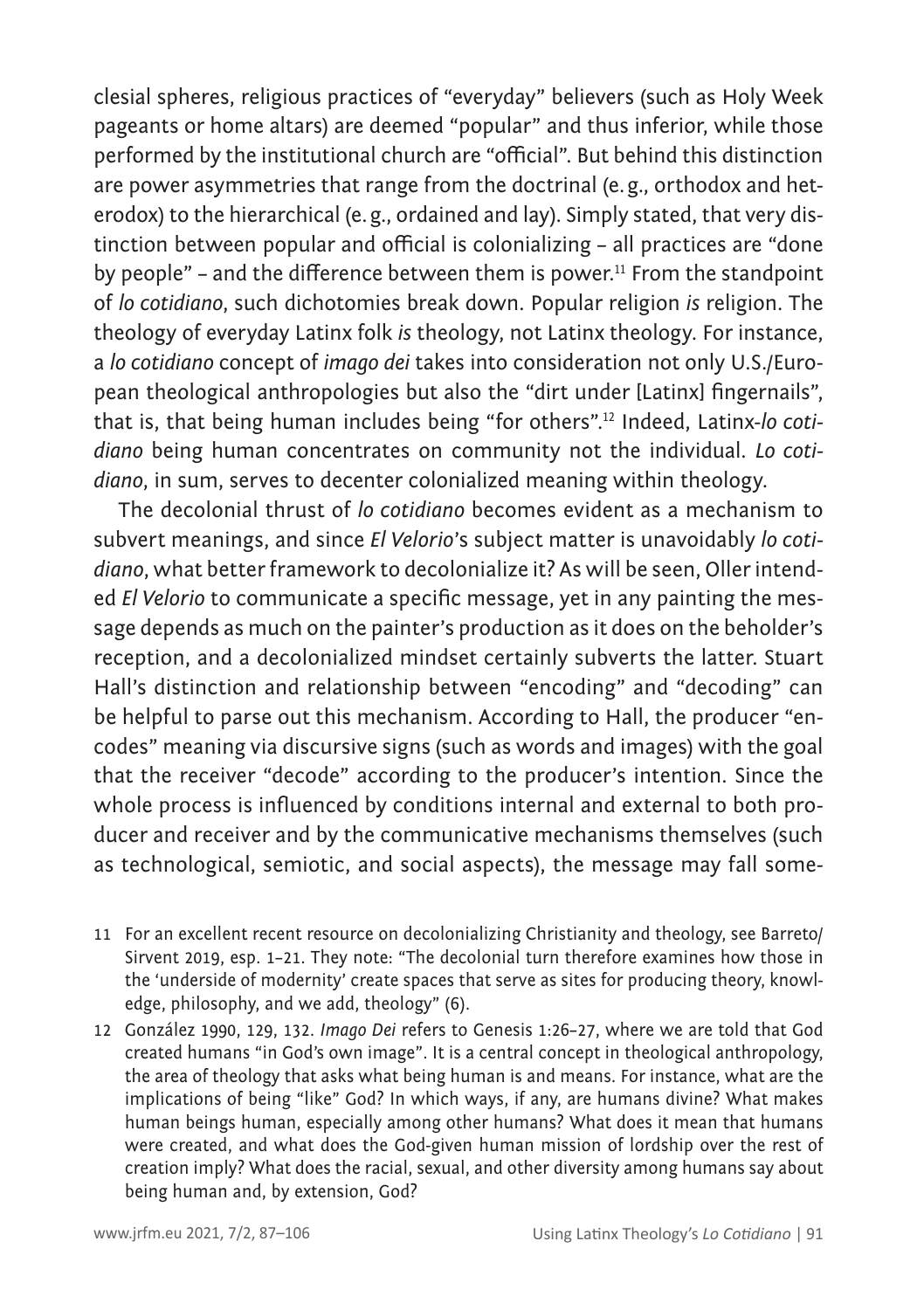clesial spheres, religious practices of "everyday" believers (such as Holy Week pageants or home altars) are deemed "popular" and thus inferior, while those performed by the institutional church are "official". But behind this distinction are power asymmetries that range from the doctrinal (e.g., orthodox and heterodox) to the hierarchical (e.g., ordained and lay). Simply stated, that very distinction between popular and official is colonializing – all practices are "done by people" – and the difference between them is power.[11] From the standpoint of *lo cotidiano*, such dichotomies break down. Popular religion *is* religion. The theology of everyday Latinx folk *is* theology, not Latinx theology. For instance, a *lo cotidiano* concept of *imago dei* takes into consideration not only U.S./European theological anthropologies but also the "dirt under [Latinx] fingernails", that is, that being human includes being "for others".[12] Indeed, Latinx-*lo cotidiano* being human concentrates on community not the individual. *Lo cotidiano*, in sum, serves to decenter colonialized meaning within theology.

The decolonial thrust of *lo cotidiano* becomes evident as a mechanism to subvert meanings, and since *El Velorio*'s subject matter is unavoidably *lo cotidiano*, what better framework to decolonialize it? As will be seen, Oller intended *El Velorio* to communicate a specific message, yet in any painting the message depends as much on the painter's production as it does on the beholder's reception, and a decolonialized mindset certainly subverts the latter. Stuart Hall's distinction and relationship between "encoding" and "decoding" can be helpful to parse out this mechanism. According to Hall, the producer "encodes" meaning via discursive signs (such as words and images) with the goal that the receiver "decode" according to the producer's intention. Since the whole process is influenced by conditions internal and external to both producer and receiver and by the communicative mechanisms themselves (such as technological, semiotic, and social aspects), the message may fall some-

11 For an excellent recent resource on decolonializing Christianity and theology, see Barreto/Sirvent 2019, esp. 1–21. They note: "The decolonial turn therefore examines how those in the 'underside of modernity' create spaces that serve as sites for producing theory, knowledge, philosophy, and we add, theology" (6).

12 González 1990, 129, 132. *Imago Dei* refers to Genesis 1:26–27, where we are told that God created humans "in God's own image". It is a central concept in theological anthropology, the area of theology that asks what being human is and means. For instance, what are the implications of being "like" God? In which ways, if any, are humans divine? What makes human beings human, especially among other humans? What does it mean that humans were created, and what does the God-given human mission of lordship over the rest of creation imply? What does the racial, sexual, and other diversity among humans say about being human and, by extension, God?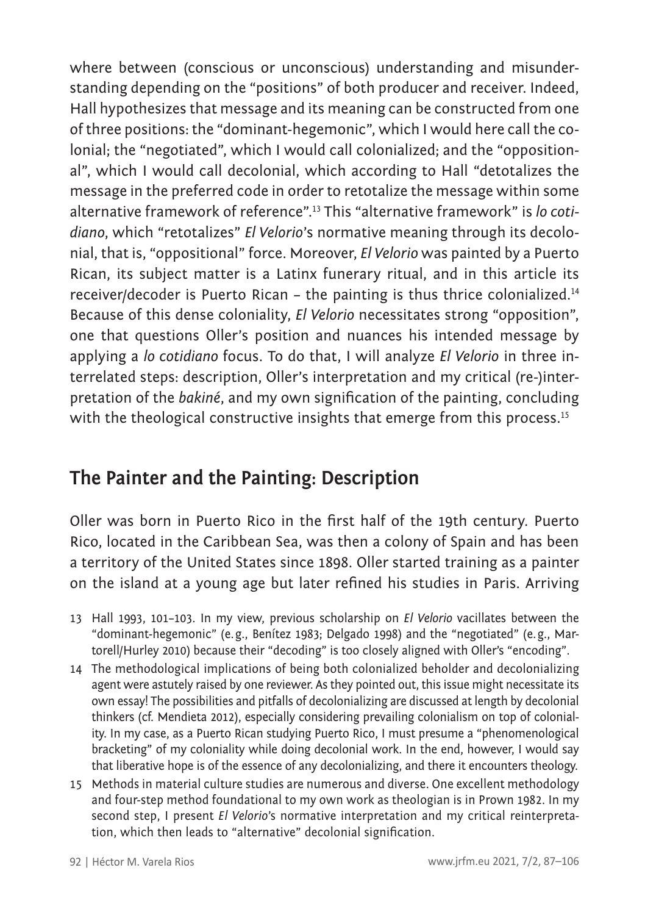where between (conscious or unconscious) understanding and misunderstanding depending on the "positions" of both producer and receiver. Indeed, Hall hypothesizes that message and its meaning can be constructed from one of three positions: the "dominant-hegemonic", which I would here call the colonial; the "negotiated", which I would call colonialized; and the "oppositional", which I would call decolonial, which according to Hall "detotalizes the message in the preferred code in order to retotalize the message within some alternative framework of reference".[13] This "alternative framework" is *lo cotidiano*, which "retotalizes" *El Velorio*'s normative meaning through its decolonial, that is, "oppositional" force. Moreover, *El Velorio* was painted by a Puerto Rican, its subject matter is a Latinx funerary ritual, and in this article its receiver/decoder is Puerto Rican – the painting is thus thrice colonialized.[14] Because of this dense coloniality, *El Velorio* necessitates strong "opposition", one that questions Oller's position and nuances his intended message by applying a *lo cotidiano* focus. To do that, I will analyze *El Velorio* in three interrelated steps: description, Oller's interpretation and my critical (re-)interpretation of the *bakiné*, and my own signification of the painting, concluding with the theological constructive insights that emerge from this process.[15]

## The Painter and the Painting: Description

Oller was born in Puerto Rico in the first half of the 19th century. Puerto Rico, located in the Caribbean Sea, was then a colony of Spain and has been a territory of the United States since 1898. Oller started training as a painter on the island at a young age but later refined his studies in Paris. Arriving

13 Hall 1993, 101–103. In my view, previous scholarship on *El Velorio* vacillates between the "dominant-hegemonic" (e.g., Benítez 1983; Delgado 1998) and the "negotiated" (e.g., Martorell/Hurley 2010) because their "decoding" is too closely aligned with Oller's "encoding".

14 The methodological implications of being both colonialized beholder and decolonializing agent were astutely raised by one reviewer. As they pointed out, this issue might necessitate its own essay! The possibilities and pitfalls of decolonializing are discussed at length by decolonial thinkers (cf. Mendieta 2012), especially considering prevailing colonialism on top of coloniality. In my case, as a Puerto Rican studying Puerto Rico, I must presume a "phenomenological bracketing" of my coloniality while doing decolonial work. In the end, however, I would say that liberative hope is of the essence of any decolonializing, and there it encounters theology.

15 Methods in material culture studies are numerous and diverse. One excellent methodology and four-step method foundational to my own work as theologian is in Prown 1982. In my second step, I present *El Velorio*'s normative interpretation and my critical reinterpretation, which then leads to "alternative" decolonial signification.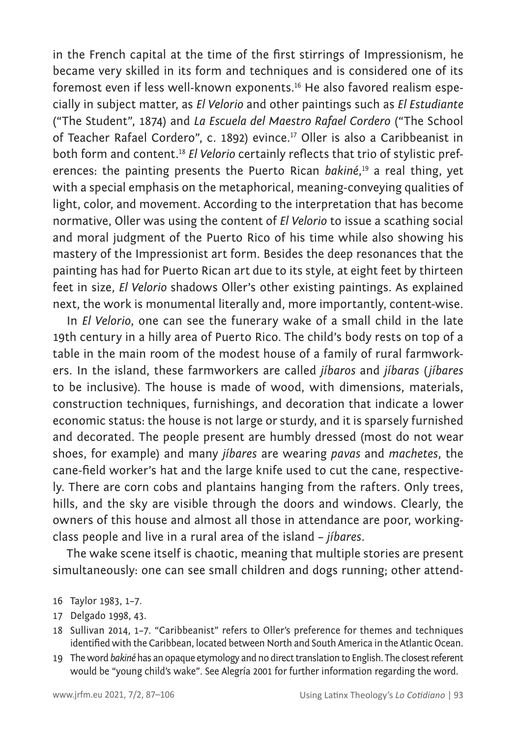in the French capital at the time of the first stirrings of Impressionism, he became very skilled in its form and techniques and is considered one of its foremost even if less well-known exponents.[16] He also favored realism especially in subject matter, as *El Velorio* and other paintings such as *El Estudiante* ("The Student", 1874) and *La Escuela del Maestro Rafael Cordero* ("The School of Teacher Rafael Cordero", c. 1892) evince.[17] Oller is also a Caribbeanist in both form and content.[18] *El Velorio* certainly reflects that trio of stylistic preferences: the painting presents the Puerto Rican *bakiné*,[19] a real thing, yet with a special emphasis on the metaphorical, meaning-conveying qualities of light, color, and movement. According to the interpretation that has become normative, Oller was using the content of *El Velorio* to issue a scathing social and moral judgment of the Puerto Rico of his time while also showing his mastery of the Impressionist art form. Besides the deep resonances that the painting has had for Puerto Rican art due to its style, at eight feet by thirteen feet in size, *El Velorio* shadows Oller's other existing paintings. As explained next, the work is monumental literally and, more importantly, content-wise.

In *El Velorio*, one can see the funerary wake of a small child in the late 19th century in a hilly area of Puerto Rico. The child's body rests on top of a table in the main room of the modest house of a family of rural farmworkers. In the island, these farmworkers are called *jíbaros* and *jíbaras* (*jíbares* to be inclusive). The house is made of wood, with dimensions, materials, construction techniques, furnishings, and decoration that indicate a lower economic status: the house is not large or sturdy, and it is sparsely furnished and decorated. The people present are humbly dressed (most do not wear shoes, for example) and many *jíbares* are wearing *pavas* and *machetes*, the cane-field worker's hat and the large knife used to cut the cane, respectively. There are corn cobs and plantains hanging from the rafters. Only trees, hills, and the sky are visible through the doors and windows. Clearly, the owners of this house and almost all those in attendance are poor, working-class people and live in a rural area of the island – *jíbares*.

The wake scene itself is chaotic, meaning that multiple stories are present simultaneously: one can see small children and dogs running; other attend-

16 Taylor 1983, 1–7.

17 Delgado 1998, 43.

18 Sullivan 2014, 1–7. "Caribbeanist" refers to Oller's preference for themes and techniques identified with the Caribbean, located between North and South America in the Atlantic Ocean.

19 The word *bakiné* has an opaque etymology and no direct translation to English. The closest referent would be "young child's wake". See Alegría 2001 for further information regarding the word.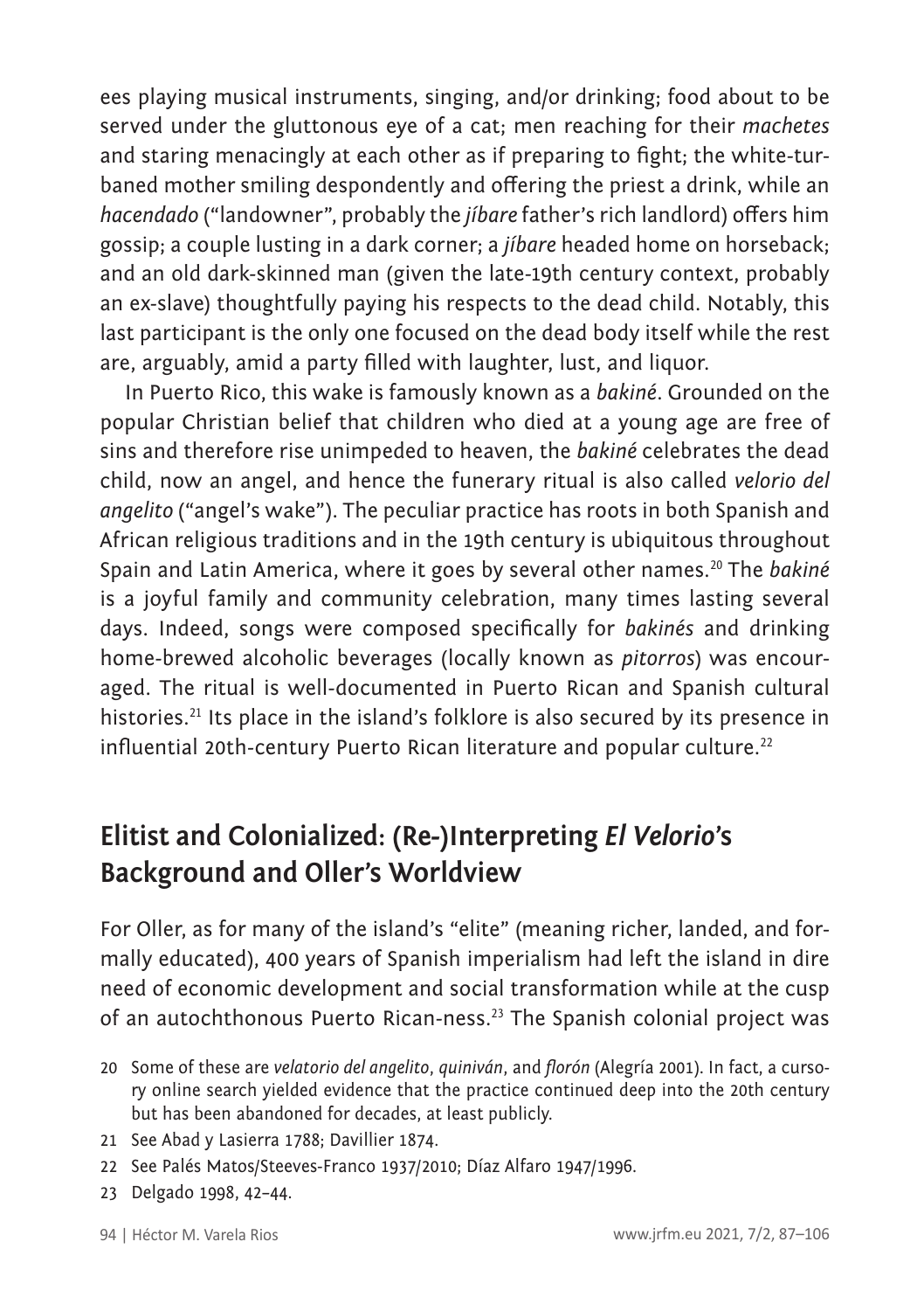ees playing musical instruments, singing, and/or drinking; food about to be served under the gluttonous eye of a cat; men reaching for their *machetes* and staring menacingly at each other as if preparing to fight; the white-turbaned mother smiling despondently and offering the priest a drink, while an *hacendado* ("landowner", probably the *jíbare* father's rich landlord) offers him gossip; a couple lusting in a dark corner; a *jíbare* headed home on horseback; and an old dark-skinned man (given the late-19th century context, probably an ex-slave) thoughtfully paying his respects to the dead child. Notably, this last participant is the only one focused on the dead body itself while the rest are, arguably, amid a party filled with laughter, lust, and liquor.

In Puerto Rico, this wake is famously known as a *bakiné*. Grounded on the popular Christian belief that children who died at a young age are free of sins and therefore rise unimpeded to heaven, the *bakiné* celebrates the dead child, now an angel, and hence the funerary ritual is also called *velorio del angelito* ("angel's wake"). The peculiar practice has roots in both Spanish and African religious traditions and in the 19th century is ubiquitous throughout Spain and Latin America, where it goes by several other names.[20] The *bakiné* is a joyful family and community celebration, many times lasting several days. Indeed, songs were composed specifically for *bakinés* and drinking home-brewed alcoholic beverages (locally known as *pitorros*) was encouraged. The ritual is well-documented in Puerto Rican and Spanish cultural histories.[21] Its place in the island's folklore is also secured by its presence in influential 20th-century Puerto Rican literature and popular culture.[22]

## Elitist and Colonialized: (Re-)Interpreting *El Velorio*'s Background and Oller's Worldview

For Oller, as for many of the island's "elite" (meaning richer, landed, and formally educated), 400 years of Spanish imperialism had left the island in dire need of economic development and social transformation while at the cusp of an autochthonous Puerto Rican-ness.[23] The Spanish colonial project was

20 Some of these are *velatorio del angelito*, *quiniván*, and *florón* (Alegría 2001). In fact, a cursory online search yielded evidence that the practice continued deep into the 20th century but has been abandoned for decades, at least publicly.

21 See Abad y Lasierra 1788; Davillier 1874.

22 See Palés Matos/Steeves-Franco 1937/2010; Díaz Alfaro 1947/1996.

23 Delgado 1998, 42–44.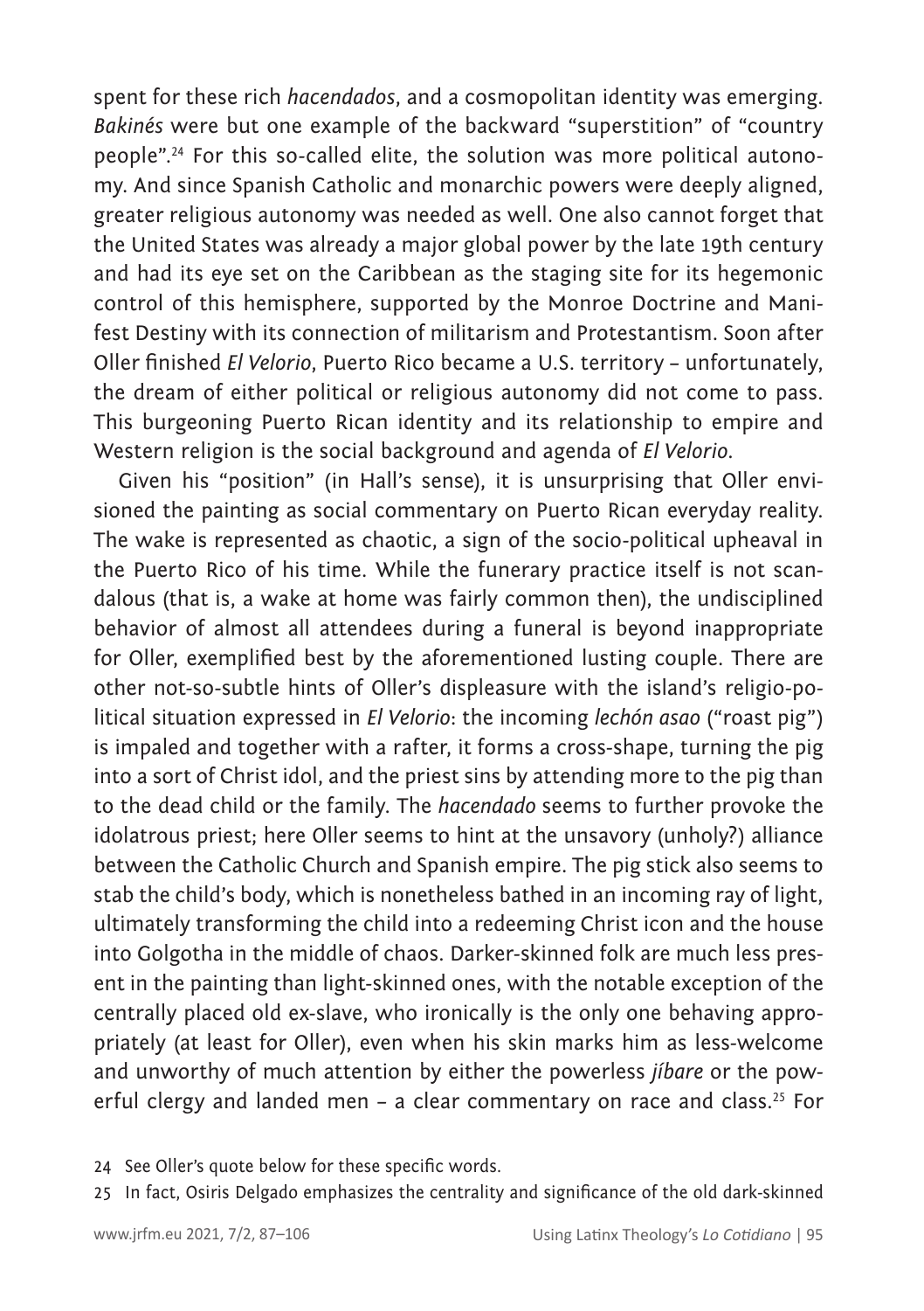spent for these rich *hacendados*, and a cosmopolitan identity was emerging. *Bakinés* were but one example of the backward "superstition" of "country people".[24] For this so-called elite, the solution was more political autonomy. And since Spanish Catholic and monarchic powers were deeply aligned, greater religious autonomy was needed as well. One also cannot forget that the United States was already a major global power by the late 19th century and had its eye set on the Caribbean as the staging site for its hegemonic control of this hemisphere, supported by the Monroe Doctrine and Manifest Destiny with its connection of militarism and Protestantism. Soon after Oller finished *El Velorio*, Puerto Rico became a U.S. territory – unfortunately, the dream of either political or religious autonomy did not come to pass. This burgeoning Puerto Rican identity and its relationship to empire and Western religion is the social background and agenda of *El Velorio*.

Given his "position" (in Hall's sense), it is unsurprising that Oller envisioned the painting as social commentary on Puerto Rican everyday reality. The wake is represented as chaotic, a sign of the socio-political upheaval in the Puerto Rico of his time. While the funerary practice itself is not scandalous (that is, a wake at home was fairly common then), the undisciplined behavior of almost all attendees during a funeral is beyond inappropriate for Oller, exemplified best by the aforementioned lusting couple. There are other not-so-subtle hints of Oller's displeasure with the island's religio-political situation expressed in *El Velorio*: the incoming *lechón asao* ("roast pig") is impaled and together with a rafter, it forms a cross-shape, turning the pig into a sort of Christ idol, and the priest sins by attending more to the pig than to the dead child or the family. The *hacendado* seems to further provoke the idolatrous priest; here Oller seems to hint at the unsavory (unholy?) alliance between the Catholic Church and Spanish empire. The pig stick also seems to stab the child's body, which is nonetheless bathed in an incoming ray of light, ultimately transforming the child into a redeeming Christ icon and the house into Golgotha in the middle of chaos. Darker-skinned folk are much less present in the painting than light-skinned ones, with the notable exception of the centrally placed old ex-slave, who ironically is the only one behaving appropriately (at least for Oller), even when his skin marks him as less-welcome and unworthy of much attention by either the powerless *jíbare* or the powerful clergy and landed men – a clear commentary on race and class.[25] For

24 See Oller's quote below for these specific words.

25 In fact, Osiris Delgado emphasizes the centrality and significance of the old dark-skinned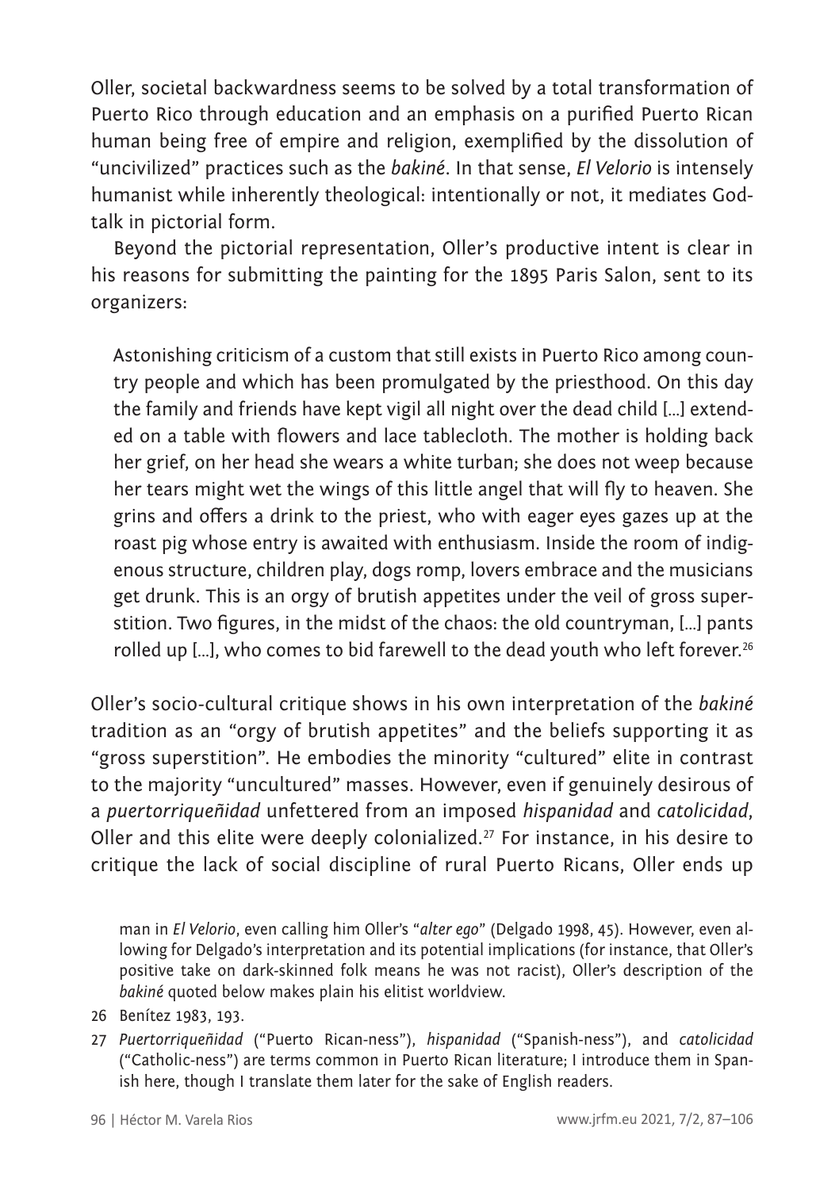Oller, societal backwardness seems to be solved by a total transformation of Puerto Rico through education and an emphasis on a purified Puerto Rican human being free of empire and religion, exemplified by the dissolution of "uncivilized" practices such as the *bakiné*. In that sense, *El Velorio* is intensely humanist while inherently theological: intentionally or not, it mediates God-talk in pictorial form.

Beyond the pictorial representation, Oller's productive intent is clear in his reasons for submitting the painting for the 1895 Paris Salon, sent to its organizers:

> Astonishing criticism of a custom that still exists in Puerto Rico among country people and which has been promulgated by the priesthood. On this day the family and friends have kept vigil all night over the dead child […] extended on a table with flowers and lace tablecloth. The mother is holding back her grief, on her head she wears a white turban; she does not weep because her tears might wet the wings of this little angel that will fly to heaven. She grins and offers a drink to the priest, who with eager eyes gazes up at the roast pig whose entry is awaited with enthusiasm. Inside the room of indigenous structure, children play, dogs romp, lovers embrace and the musicians get drunk. This is an orgy of brutish appetites under the veil of gross superstition. Two figures, in the midst of the chaos: the old countryman, […] pants rolled up […], who comes to bid farewell to the dead youth who left forever.[26]

Oller's socio-cultural critique shows in his own interpretation of the *bakiné* tradition as an "orgy of brutish appetites" and the beliefs supporting it as "gross superstition". He embodies the minority "cultured" elite in contrast to the majority "uncultured" masses. However, even if genuinely desirous of a *puertorriqueñidad* unfettered from an imposed *hispanidad* and *catolicidad*, Oller and this elite were deeply colonialized.[27] For instance, in his desire to critique the lack of social discipline of rural Puerto Ricans, Oller ends up

man in *El Velorio*, even calling him Oller's "*alter ego*" (Delgado 1998, 45). However, even allowing for Delgado's interpretation and its potential implications (for instance, that Oller's positive take on dark-skinned folk means he was not racist), Oller's description of the *bakiné* quoted below makes plain his elitist worldview.

26 Benítez 1983, 193.

27 *Puertorriqueñidad* ("Puerto Rican-ness"), *hispanidad* ("Spanish-ness"), and *catolicidad* ("Catholic-ness") are terms common in Puerto Rican literature; I introduce them in Spanish here, though I translate them later for the sake of English readers.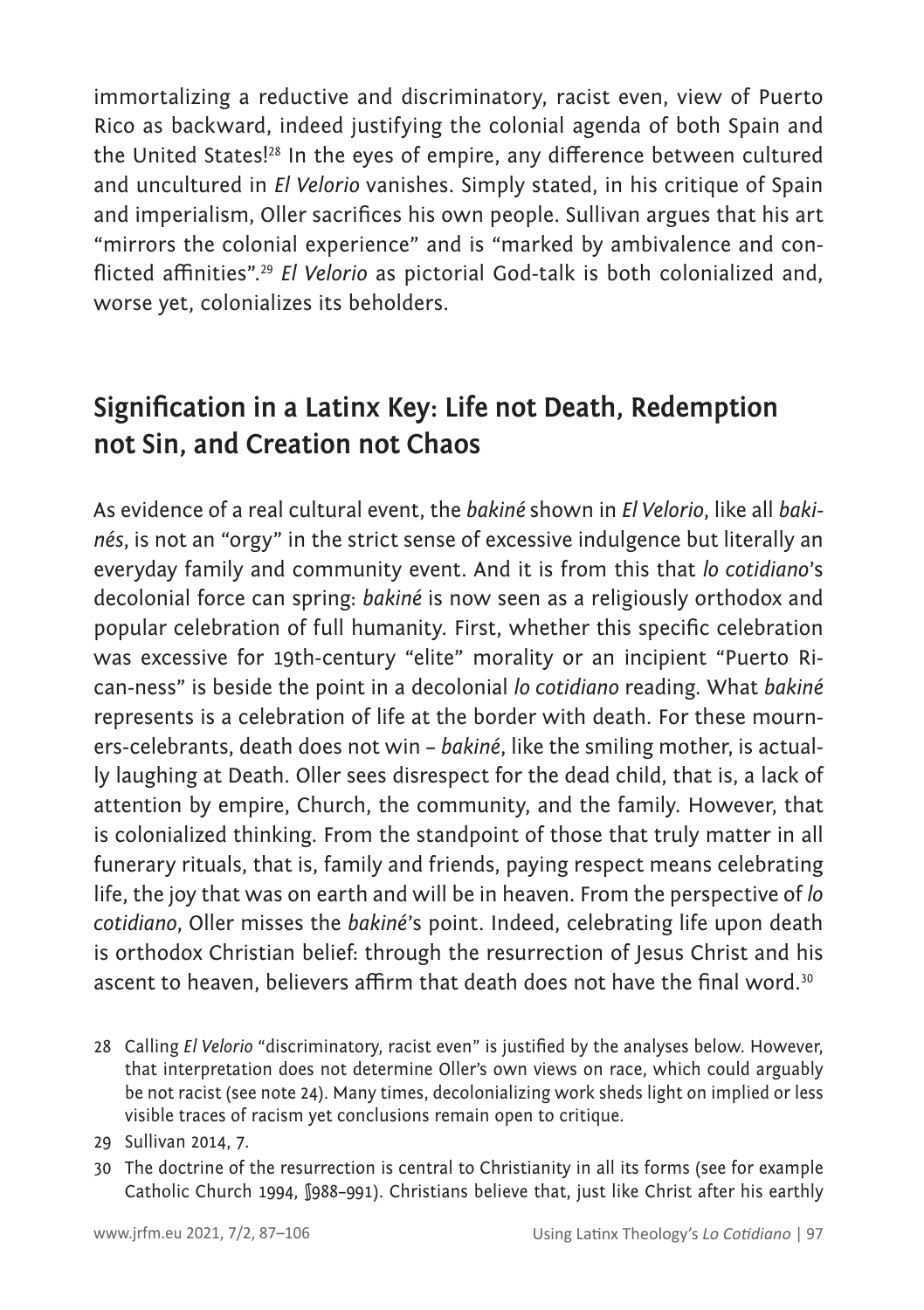immortalizing a reductive and discriminatory, racist even, view of Puerto Rico as backward, indeed justifying the colonial agenda of both Spain and the United States![28] In the eyes of empire, any difference between cultured and uncultured in *El Velorio* vanishes. Simply stated, in his critique of Spain and imperialism, Oller sacrifices his own people. Sullivan argues that his art "mirrors the colonial experience" and is "marked by ambivalence and conflicted affinities".[29] *El Velorio* as pictorial God-talk is both colonialized and, worse yet, colonializes its beholders.

## Signification in a Latinx Key: Life not Death, Redemption not Sin, and Creation not Chaos

As evidence of a real cultural event, the *bakiné* shown in *El Velorio*, like all *bakinés*, is not an "orgy" in the strict sense of excessive indulgence but literally an everyday family and community event. And it is from this that *lo cotidiano*'s decolonial force can spring: *bakiné* is now seen as a religiously orthodox and popular celebration of full humanity. First, whether this specific celebration was excessive for 19th-century "elite" morality or an incipient "Puerto Rican-ness" is beside the point in a decolonial *lo cotidiano* reading. What *bakiné* represents is a celebration of life at the border with death. For these mourners-celebrants, death does not win – *bakiné*, like the smiling mother, is actually laughing at Death. Oller sees disrespect for the dead child, that is, a lack of attention by empire, Church, the community, and the family. However, that is colonialized thinking. From the standpoint of those that truly matter in all funerary rituals, that is, family and friends, paying respect means celebrating life, the joy that was on earth and will be in heaven. From the perspective of *lo cotidiano*, Oller misses the *bakiné*'s point. Indeed, celebrating life upon death is orthodox Christian belief: through the resurrection of Jesus Christ and his ascent to heaven, believers affirm that death does not have the final word.[30]

28 Calling *El Velorio* "discriminatory, racist even" is justified by the analyses below. However, that interpretation does not determine Oller's own views on race, which could arguably be not racist (see note 24). Many times, decolonializing work sheds light on implied or less visible traces of racism yet conclusions remain open to critique.

29 Sullivan 2014, 7.

30 The doctrine of the resurrection is central to Christianity in all its forms (see for example Catholic Church 1994, §988–991). Christians believe that, just like Christ after his earthly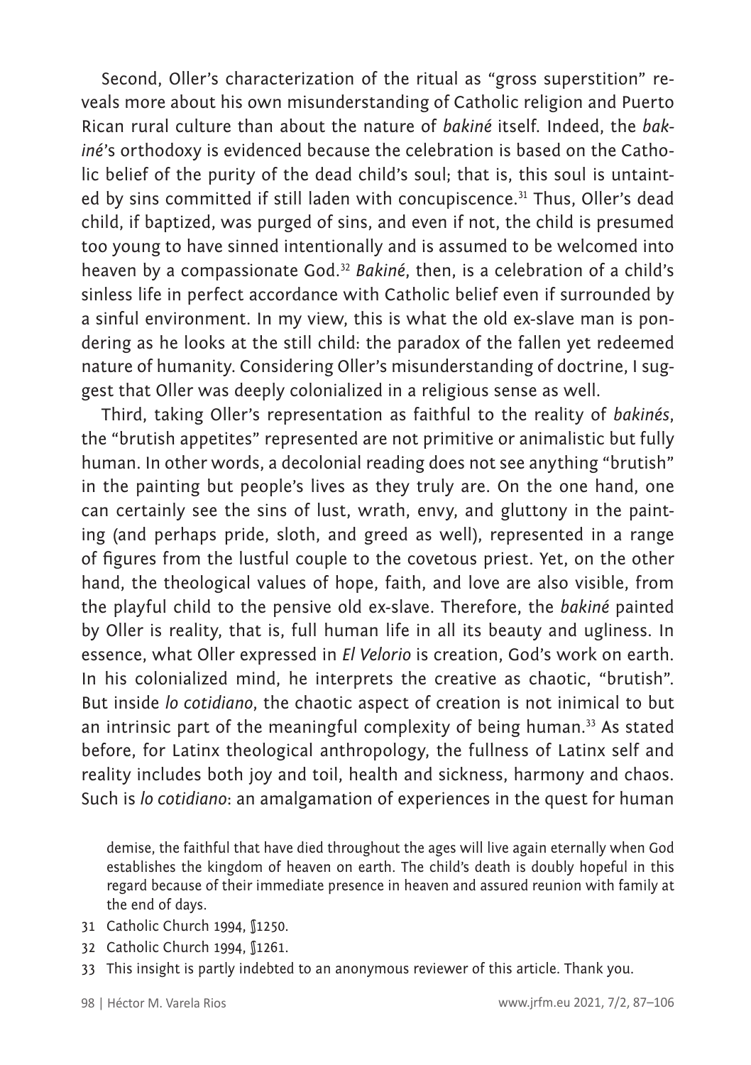Second, Oller's characterization of the ritual as "gross superstition" reveals more about his own misunderstanding of Catholic religion and Puerto Rican rural culture than about the nature of *bakiné* itself. Indeed, the *bakiné*'s orthodoxy is evidenced because the celebration is based on the Catholic belief of the purity of the dead child's soul; that is, this soul is untainted by sins committed if still laden with concupiscence.[31] Thus, Oller's dead child, if baptized, was purged of sins, and even if not, the child is presumed too young to have sinned intentionally and is assumed to be welcomed into heaven by a compassionate God.[32] *Bakiné*, then, is a celebration of a child's sinless life in perfect accordance with Catholic belief even if surrounded by a sinful environment. In my view, this is what the old ex-slave man is pondering as he looks at the still child: the paradox of the fallen yet redeemed nature of humanity. Considering Oller's misunderstanding of doctrine, I suggest that Oller was deeply colonialized in a religious sense as well.

Third, taking Oller's representation as faithful to the reality of *bakinés*, the "brutish appetites" represented are not primitive or animalistic but fully human. In other words, a decolonial reading does not see anything "brutish" in the painting but people's lives as they truly are. On the one hand, one can certainly see the sins of lust, wrath, envy, and gluttony in the painting (and perhaps pride, sloth, and greed as well), represented in a range of figures from the lustful couple to the covetous priest. Yet, on the other hand, the theological values of hope, faith, and love are also visible, from the playful child to the pensive old ex-slave. Therefore, the *bakiné* painted by Oller is reality, that is, full human life in all its beauty and ugliness. In essence, what Oller expressed in *El Velorio* is creation, God's work on earth. In his colonialized mind, he interprets the creative as chaotic, "brutish". But inside *lo cotidiano*, the chaotic aspect of creation is not inimical to but an intrinsic part of the meaningful complexity of being human.[33] As stated before, for Latinx theological anthropology, the fullness of Latinx self and reality includes both joy and toil, health and sickness, harmony and chaos. Such is *lo cotidiano*: an amalgamation of experiences in the quest for human

demise, the faithful that have died throughout the ages will live again eternally when God establishes the kingdom of heaven on earth. The child's death is doubly hopeful in this regard because of their immediate presence in heaven and assured reunion with family at the end of days.

31 Catholic Church 1994, §1250.

32 Catholic Church 1994, §1261.

33 This insight is partly indebted to an anonymous reviewer of this article. Thank you.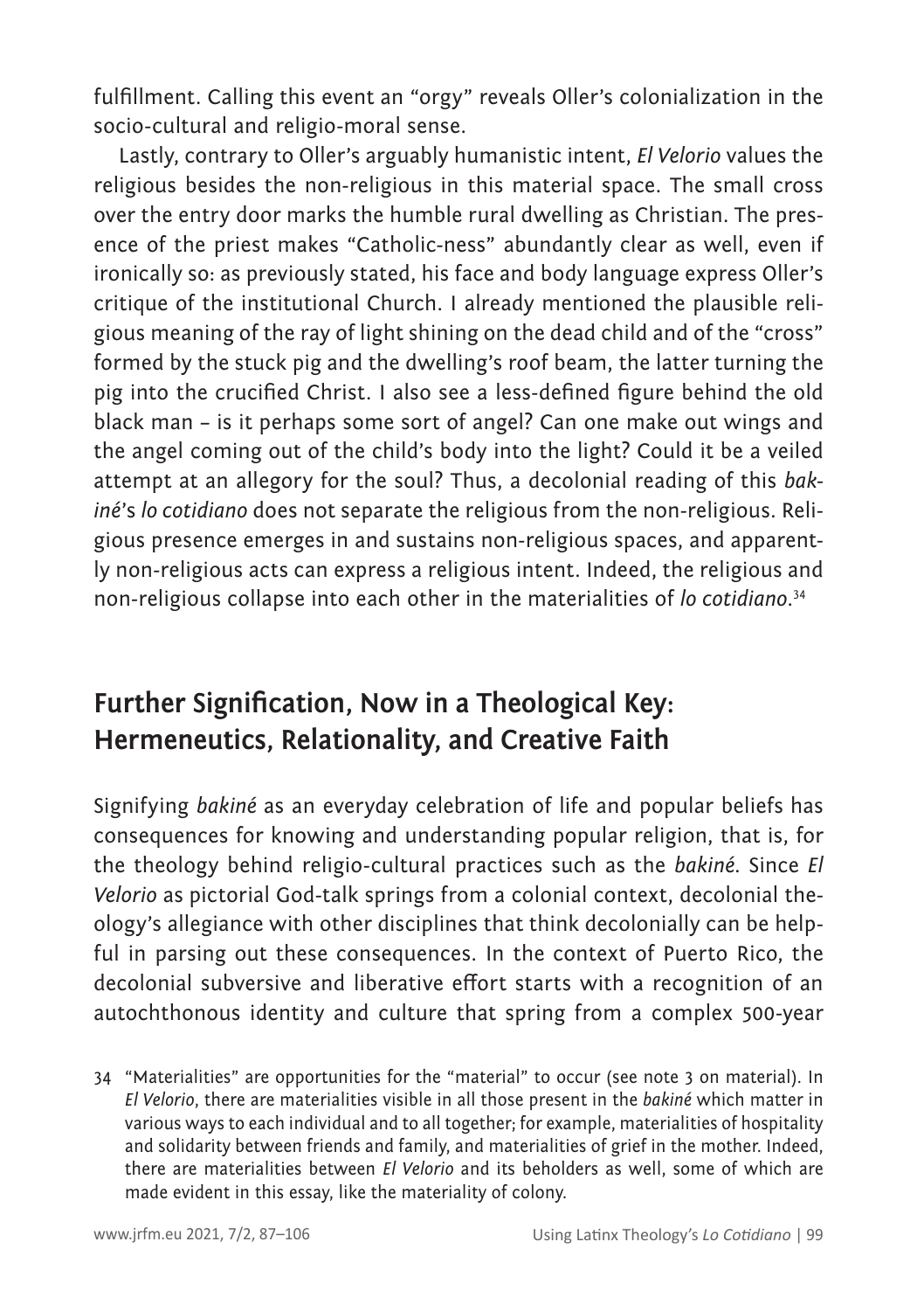fulfillment. Calling this event an "orgy" reveals Oller's colonialization in the socio-cultural and religio-moral sense.

Lastly, contrary to Oller's arguably humanistic intent, *El Velorio* values the religious besides the non-religious in this material space. The small cross over the entry door marks the humble rural dwelling as Christian. The presence of the priest makes "Catholic-ness" abundantly clear as well, even if ironically so: as previously stated, his face and body language express Oller's critique of the institutional Church. I already mentioned the plausible religious meaning of the ray of light shining on the dead child and of the "cross" formed by the stuck pig and the dwelling's roof beam, the latter turning the pig into the crucified Christ. I also see a less-defined figure behind the old black man – is it perhaps some sort of angel? Can one make out wings and the angel coming out of the child's body into the light? Could it be a veiled attempt at an allegory for the soul? Thus, a decolonial reading of this *bakiné*'s *lo cotidiano* does not separate the religious from the non-religious. Religious presence emerges in and sustains non-religious spaces, and apparently non-religious acts can express a religious intent. Indeed, the religious and non-religious collapse into each other in the materialities of *lo cotidiano*.[34]

## Further Signification, Now in a Theological Key: Hermeneutics, Relationality, and Creative Faith

Signifying *bakiné* as an everyday celebration of life and popular beliefs has consequences for knowing and understanding popular religion, that is, for the theology behind religio-cultural practices such as the *bakiné*. Since *El Velorio* as pictorial God-talk springs from a colonial context, decolonial theology's allegiance with other disciplines that think decolonially can be helpful in parsing out these consequences. In the context of Puerto Rico, the decolonial subversive and liberative effort starts with a recognition of an autochthonous identity and culture that spring from a complex 500-year

34 "Materialities" are opportunities for the "material" to occur (see note 3 on material). In *El Velorio*, there are materialities visible in all those present in the *bakiné* which matter in various ways to each individual and to all together; for example, materialities of hospitality and solidarity between friends and family, and materialities of grief in the mother. Indeed, there are materialities between *El Velorio* and its beholders as well, some of which are made evident in this essay, like the materiality of colony.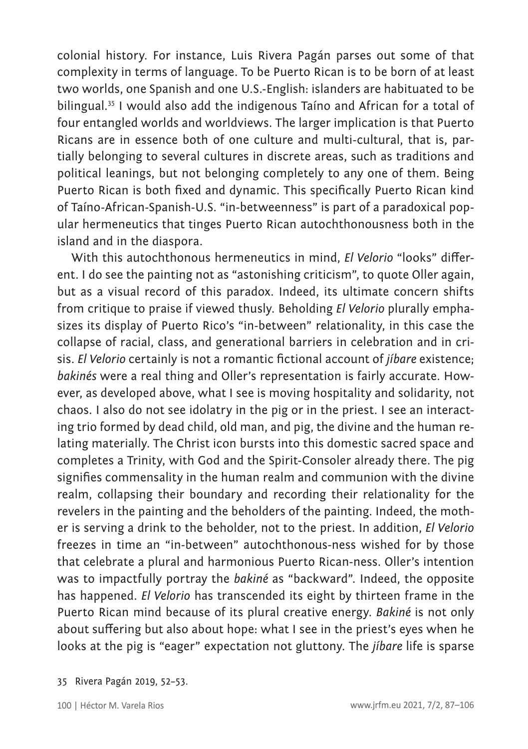colonial history. For instance, Luis Rivera Pagán parses out some of that complexity in terms of language. To be Puerto Rican is to be born of at least two worlds, one Spanish and one U.S.-English: islanders are habituated to be bilingual.[35] I would also add the indigenous Taíno and African for a total of four entangled worlds and worldviews. The larger implication is that Puerto Ricans are in essence both of one culture and multi-cultural, that is, partially belonging to several cultures in discrete areas, such as traditions and political leanings, but not belonging completely to any one of them. Being Puerto Rican is both fixed and dynamic. This specifically Puerto Rican kind of Taíno-African-Spanish-U.S. "in-betweenness" is part of a paradoxical popular hermeneutics that tinges Puerto Rican autochthonousness both in the island and in the diaspora.

With this autochthonous hermeneutics in mind, *El Velorio* "looks" different. I do see the painting not as "astonishing criticism", to quote Oller again, but as a visual record of this paradox. Indeed, its ultimate concern shifts from critique to praise if viewed thusly. Beholding *El Velorio* plurally emphasizes its display of Puerto Rico's "in-between" relationality, in this case the collapse of racial, class, and generational barriers in celebration and in crisis. *El Velorio* certainly is not a romantic fictional account of *jíbare* existence; *bakinés* were a real thing and Oller's representation is fairly accurate. However, as developed above, what I see is moving hospitality and solidarity, not chaos. I also do not see idolatry in the pig or in the priest. I see an interacting trio formed by dead child, old man, and pig, the divine and the human relating materially. The Christ icon bursts into this domestic sacred space and completes a Trinity, with God and the Spirit-Consoler already there. The pig signifies commensality in the human realm and communion with the divine realm, collapsing their boundary and recording their relationality for the revelers in the painting and the beholders of the painting. Indeed, the mother is serving a drink to the beholder, not to the priest. In addition, *El Velorio* freezes in time an "in-between" autochthonous-ness wished for by those that celebrate a plural and harmonious Puerto Rican-ness. Oller's intention was to impactfully portray the *bakiné* as "backward". Indeed, the opposite has happened. *El Velorio* has transcended its eight by thirteen frame in the Puerto Rican mind because of its plural creative energy. *Bakiné* is not only about suffering but also about hope: what I see in the priest's eyes when he looks at the pig is "eager" expectation not gluttony. The *jíbare* life is sparse

35 Rivera Pagán 2019, 52–53.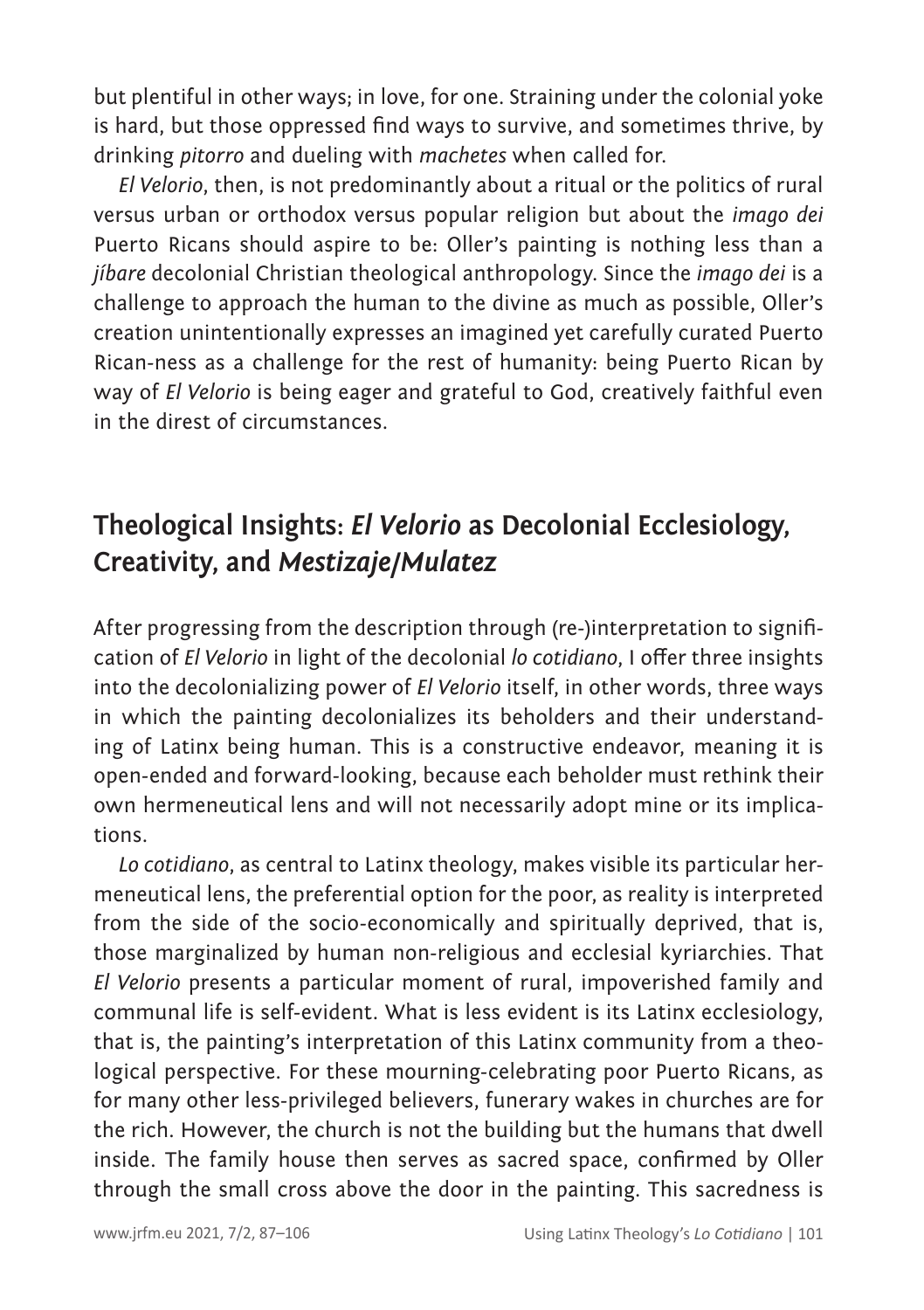but plentiful in other ways; in love, for one. Straining under the colonial yoke is hard, but those oppressed find ways to survive, and sometimes thrive, by drinking *pitorro* and dueling with *machetes* when called for.

*El Velorio*, then, is not predominantly about a ritual or the politics of rural versus urban or orthodox versus popular religion but about the *imago dei* Puerto Ricans should aspire to be: Oller's painting is nothing less than a *jíbare* decolonial Christian theological anthropology. Since the *imago dei* is a challenge to approach the human to the divine as much as possible, Oller's creation unintentionally expresses an imagined yet carefully curated Puerto Rican-ness as a challenge for the rest of humanity: being Puerto Rican by way of *El Velorio* is being eager and grateful to God, creatively faithful even in the direst of circumstances.

## Theological Insights: *El Velorio* as Decolonial Ecclesiology, Creativity, and *Mestizaje/Mulatez*

After progressing from the description through (re-)interpretation to signification of *El Velorio* in light of the decolonial *lo cotidiano*, I offer three insights into the decolonializing power of *El Velorio* itself, in other words, three ways in which the painting decolonializes its beholders and their understanding of Latinx being human. This is a constructive endeavor, meaning it is open-ended and forward-looking, because each beholder must rethink their own hermeneutical lens and will not necessarily adopt mine or its implications.

*Lo cotidiano*, as central to Latinx theology, makes visible its particular hermeneutical lens, the preferential option for the poor, as reality is interpreted from the side of the socio-economically and spiritually deprived, that is, those marginalized by human non-religious and ecclesial kyriarchies. That *El Velorio* presents a particular moment of rural, impoverished family and communal life is self-evident. What is less evident is its Latinx ecclesiology, that is, the painting's interpretation of this Latinx community from a theological perspective. For these mourning-celebrating poor Puerto Ricans, as for many other less-privileged believers, funerary wakes in churches are for the rich. However, the church is not the building but the humans that dwell inside. The family house then serves as sacred space, confirmed by Oller through the small cross above the door in the painting. This sacredness is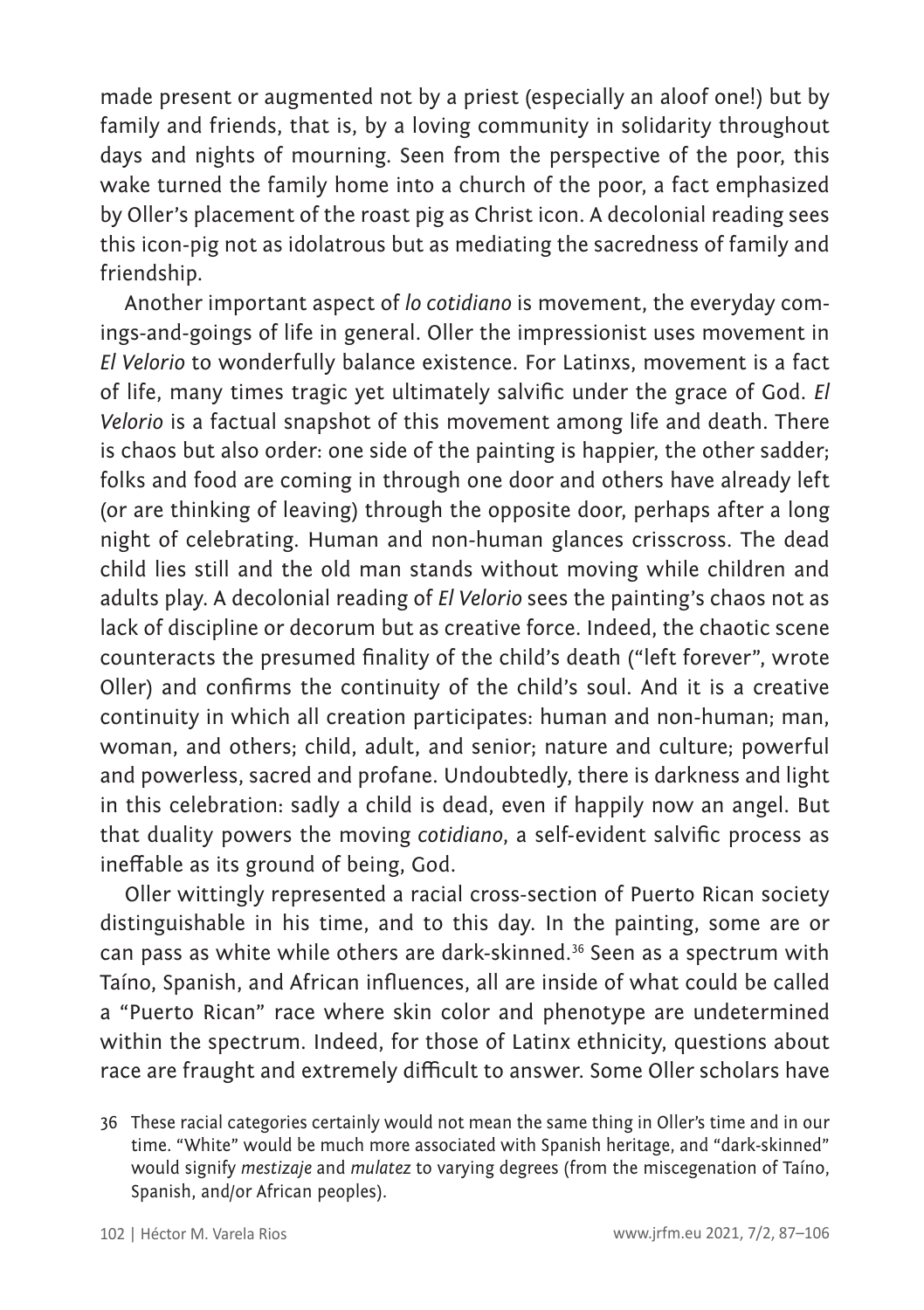made present or augmented not by a priest (especially an aloof one!) but by family and friends, that is, by a loving community in solidarity throughout days and nights of mourning. Seen from the perspective of the poor, this wake turned the family home into a church of the poor, a fact emphasized by Oller's placement of the roast pig as Christ icon. A decolonial reading sees this icon-pig not as idolatrous but as mediating the sacredness of family and friendship.

Another important aspect of *lo cotidiano* is movement, the everyday comings-and-goings of life in general. Oller the impressionist uses movement in *El Velorio* to wonderfully balance existence. For Latinxs, movement is a fact of life, many times tragic yet ultimately salvific under the grace of God. *El Velorio* is a factual snapshot of this movement among life and death. There is chaos but also order: one side of the painting is happier, the other sadder; folks and food are coming in through one door and others have already left (or are thinking of leaving) through the opposite door, perhaps after a long night of celebrating. Human and non-human glances crisscross. The dead child lies still and the old man stands without moving while children and adults play. A decolonial reading of *El Velorio* sees the painting's chaos not as lack of discipline or decorum but as creative force. Indeed, the chaotic scene counteracts the presumed finality of the child's death ("left forever", wrote Oller) and confirms the continuity of the child's soul. And it is a creative continuity in which all creation participates: human and non-human; man, woman, and others; child, adult, and senior; nature and culture; powerful and powerless, sacred and profane. Undoubtedly, there is darkness and light in this celebration: sadly a child is dead, even if happily now an angel. But that duality powers the moving *cotidiano*, a self-evident salvific process as ineffable as its ground of being, God.

Oller wittingly represented a racial cross-section of Puerto Rican society distinguishable in his time, and to this day. In the painting, some are or can pass as white while others are dark-skinned.[36] Seen as a spectrum with Taíno, Spanish, and African influences, all are inside of what could be called a "Puerto Rican" race where skin color and phenotype are undetermined within the spectrum. Indeed, for those of Latinx ethnicity, questions about race are fraught and extremely difficult to answer. Some Oller scholars have

36 These racial categories certainly would not mean the same thing in Oller's time and in our time. "White" would be much more associated with Spanish heritage, and "dark-skinned" would signify *mestizaje* and *mulatez* to varying degrees (from the miscegenation of Taíno, Spanish, and/or African peoples).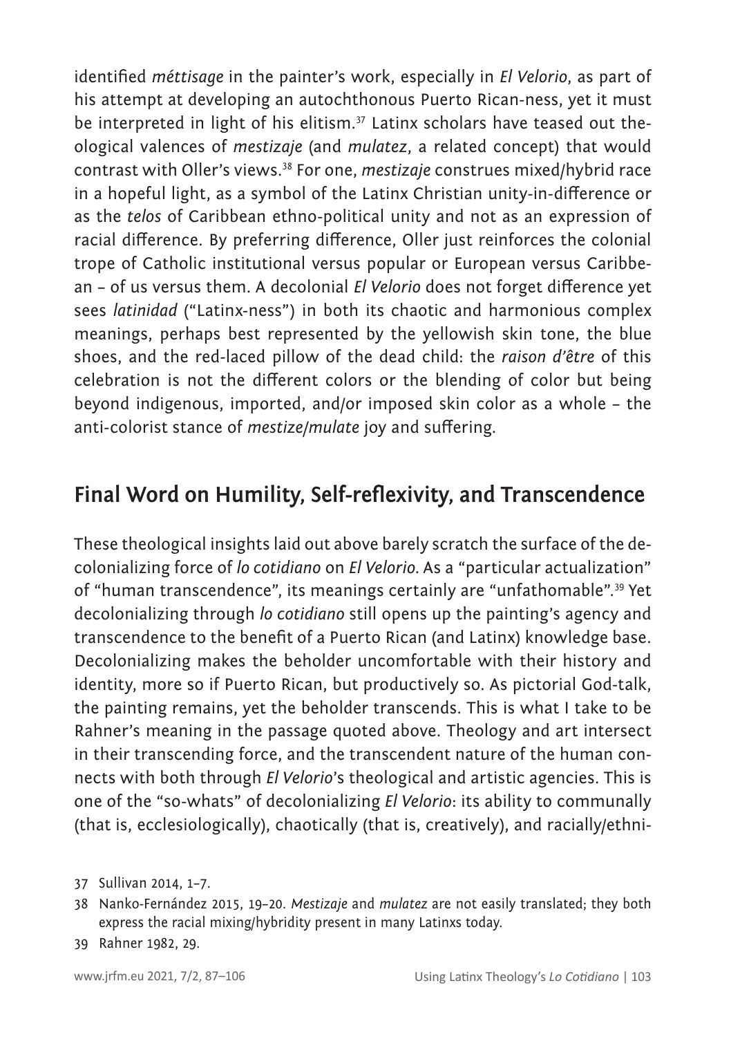identified *méttisage* in the painter's work, especially in *El Velorio*, as part of his attempt at developing an autochthonous Puerto Rican-ness, yet it must be interpreted in light of his elitism.[37] Latinx scholars have teased out theological valences of *mestizaje* (and *mulatez*, a related concept) that would contrast with Oller's views.[38] For one, *mestizaje* construes mixed/hybrid race in a hopeful light, as a symbol of the Latinx Christian unity-in-difference or as the *telos* of Caribbean ethno-political unity and not as an expression of racial difference. By preferring difference, Oller just reinforces the colonial trope of Catholic institutional versus popular or European versus Caribbean – of us versus them. A decolonial *El Velorio* does not forget difference yet sees *latinidad* ("Latinx-ness") in both its chaotic and harmonious complex meanings, perhaps best represented by the yellowish skin tone, the blue shoes, and the red-laced pillow of the dead child: the *raison d'être* of this celebration is not the different colors or the blending of color but being beyond indigenous, imported, and/or imposed skin color as a whole – the anti-colorist stance of *mestize/mulate* joy and suffering.

## Final Word on Humility, Self-reflexivity, and Transcendence

These theological insights laid out above barely scratch the surface of the decolonializing force of *lo cotidiano* on *El Velorio*. As a "particular actualization" of "human transcendence", its meanings certainly are "unfathomable".[39] Yet decolonializing through *lo cotidiano* still opens up the painting's agency and transcendence to the benefit of a Puerto Rican (and Latinx) knowledge base. Decolonializing makes the beholder uncomfortable with their history and identity, more so if Puerto Rican, but productively so. As pictorial God-talk, the painting remains, yet the beholder transcends. This is what I take to be Rahner's meaning in the passage quoted above. Theology and art intersect in their transcending force, and the transcendent nature of the human connects with both through *El Velorio*'s theological and artistic agencies. This is one of the "so-whats" of decolonializing *El Velorio*: its ability to communally (that is, ecclesiologically), chaotically (that is, creatively), and racially/ethni-

37 Sullivan 2014, 1–7.

38 Nanko-Fernández 2015, 19–20. *Mestizaje* and *mulatez* are not easily translated; they both express the racial mixing/hybridity present in many Latinxs today.

39 Rahner 1982, 29.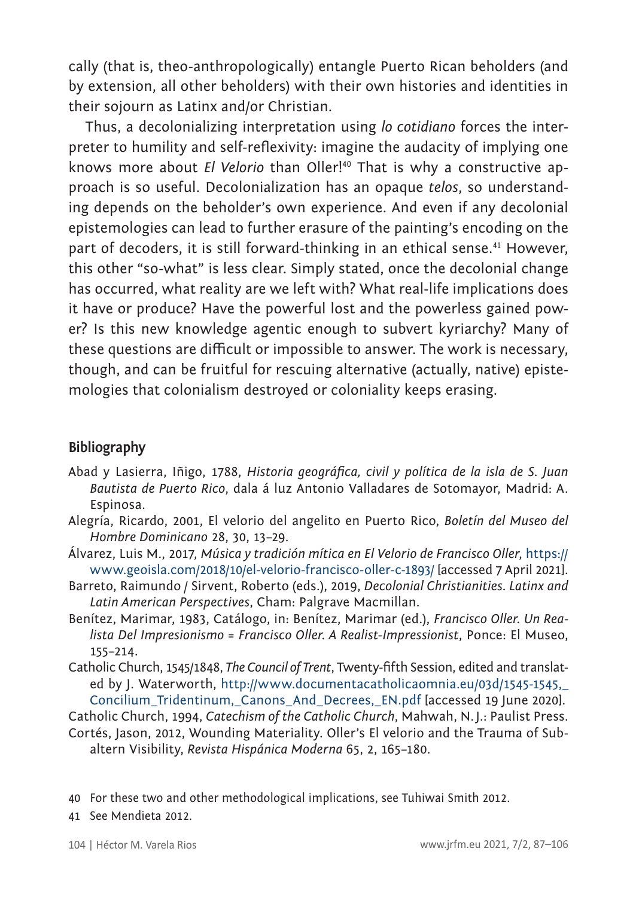cally (that is, theo-anthropologically) entangle Puerto Rican beholders (and by extension, all other beholders) with their own histories and identities in their sojourn as Latinx and/or Christian.

Thus, a decolonializing interpretation using *lo cotidiano* forces the interpreter to humility and self-reflexivity: imagine the audacity of implying one knows more about *El Velorio* than Oller![40] That is why a constructive approach is so useful. Decolonialization has an opaque *telos*, so understanding depends on the beholder's own experience. And even if any decolonial epistemologies can lead to further erasure of the painting's encoding on the part of decoders, it is still forward-thinking in an ethical sense.[41] However, this other "so-what" is less clear. Simply stated, once the decolonial change has occurred, what reality are we left with? What real-life implications does it have or produce? Have the powerful lost and the powerless gained power? Is this new knowledge agentic enough to subvert kyriarchy? Many of these questions are difficult or impossible to answer. The work is necessary, though, and can be fruitful for rescuing alternative (actually, native) epistemologies that colonialism destroyed or coloniality keeps erasing.

## Bibliography

Abad y Lasierra, Iñigo, 1788, *Historia geográfica, civil y política de la isla de S. Juan Bautista de Puerto Rico*, dala á luz Antonio Valladares de Sotomayor, Madrid: A. Espinosa.

Alegría, Ricardo, 2001, El velorio del angelito en Puerto Rico, *Boletín del Museo del Hombre Dominicano* 28, 30, 13–29.

Álvarez, Luis M., 2017, *Música y tradición mítica en El Velorio de Francisco Oller*, https://www.geoisla.com/2018/10/el-velorio-francisco-oller-c-1893/ [accessed 7 April 2021].

Barreto, Raimundo / Sirvent, Roberto (eds.), 2019, *Decolonial Christianities. Latinx and Latin American Perspectives*, Cham: Palgrave Macmillan.

Benítez, Marimar, 1983, Catálogo, in: Benítez, Marimar (ed.), *Francisco Oller. Un Realista Del Impresionismo = Francisco Oller. A Realist-Impressionist*, Ponce: El Museo, 155–214.

Catholic Church, 1545/1848, *The Council of Trent*, Twenty-fifth Session, edited and translated by J. Waterworth, http://www.documentacatholicaomnia.eu/03d/1545-1545,_Concilium_Tridentinum,_Canons_And_Decrees,_EN.pdf [accessed 19 June 2020].

Catholic Church, 1994, *Catechism of the Catholic Church*, Mahwah, N.J.: Paulist Press.

Cortés, Jason, 2012, Wounding Materiality. Oller's El velorio and the Trauma of Subaltern Visibility, *Revista Hispánica Moderna* 65, 2, 165–180.

40 For these two and other methodological implications, see Tuhiwai Smith 2012.

41 See Mendieta 2012.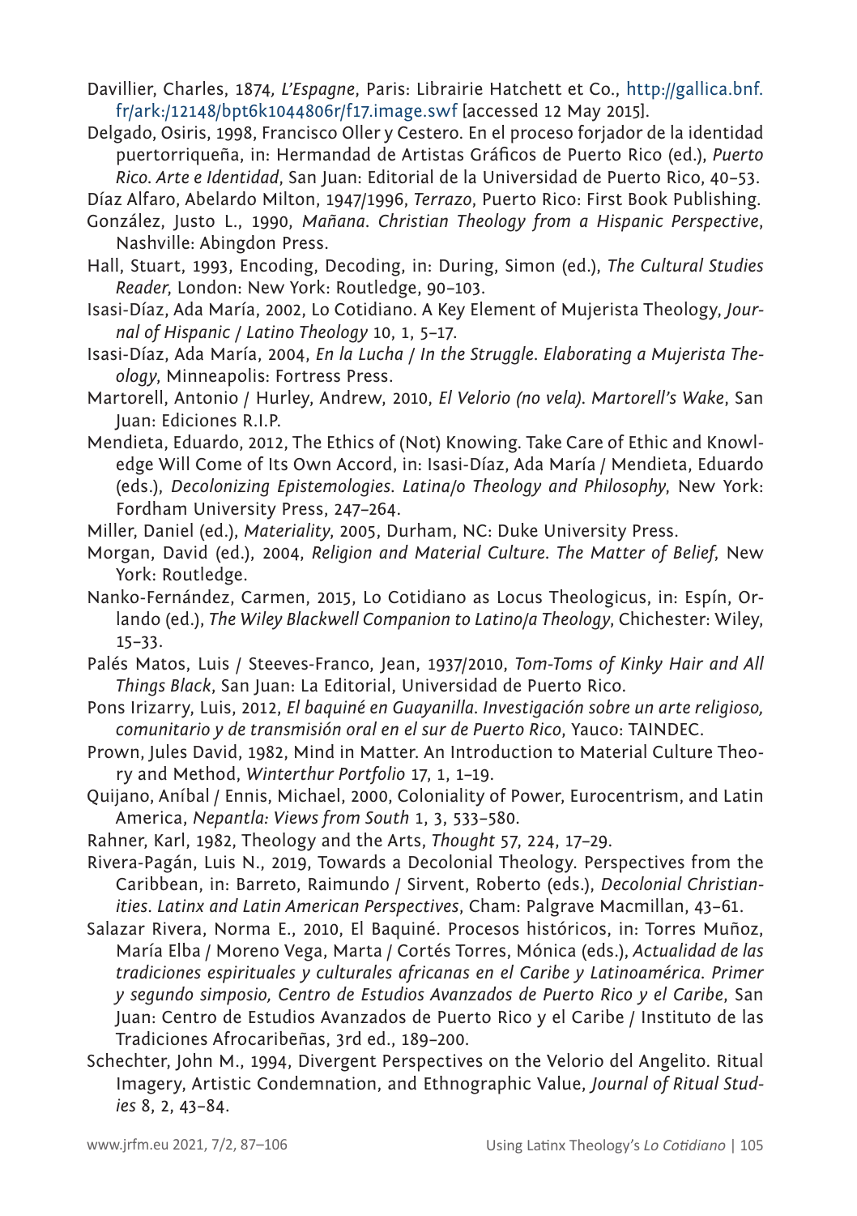Davillier, Charles, 1874, *L'Espagne*, Paris: Librairie Hatchett et Co., http://gallica.bnf.fr/ark:/12148/bpt6k1044806r/f17.image.swf [accessed 12 May 2015].

Delgado, Osiris, 1998, Francisco Oller y Cestero. En el proceso forjador de la identidad puertorriqueña, in: Hermandad de Artistas Gráficos de Puerto Rico (ed.), *Puerto Rico. Arte e Identidad*, San Juan: Editorial de la Universidad de Puerto Rico, 40–53.

Díaz Alfaro, Abelardo Milton, 1947/1996, *Terrazo*, Puerto Rico: First Book Publishing.

González, Justo L., 1990, *Mañana. Christian Theology from a Hispanic Perspective*, Nashville: Abingdon Press.

Hall, Stuart, 1993, Encoding, Decoding, in: During, Simon (ed.), *The Cultural Studies Reader*, London: New York: Routledge, 90–103.

Isasi-Díaz, Ada María, 2002, Lo Cotidiano. A Key Element of Mujerista Theology, *Journal of Hispanic / Latino Theology* 10, 1, 5–17.

Isasi-Díaz, Ada María, 2004, *En la Lucha / In the Struggle. Elaborating a Mujerista Theology*, Minneapolis: Fortress Press.

Martorell, Antonio / Hurley, Andrew, 2010, *El Velorio (no vela). Martorell's Wake*, San Juan: Ediciones R.I.P.

Mendieta, Eduardo, 2012, The Ethics of (Not) Knowing. Take Care of Ethic and Knowledge Will Come of Its Own Accord, in: Isasi-Díaz, Ada María / Mendieta, Eduardo (eds.), *Decolonizing Epistemologies. Latina/o Theology and Philosophy*, New York: Fordham University Press, 247–264.

Miller, Daniel (ed.), *Materiality*, 2005, Durham, NC: Duke University Press.

Morgan, David (ed.), 2004, *Religion and Material Culture. The Matter of Belief*, New York: Routledge.

Nanko-Fernández, Carmen, 2015, Lo Cotidiano as Locus Theologicus, in: Espín, Orlando (ed.), *The Wiley Blackwell Companion to Latino/a Theology*, Chichester: Wiley, 15–33.

Palés Matos, Luis / Steeves-Franco, Jean, 1937/2010, *Tom-Toms of Kinky Hair and All Things Black*, San Juan: La Editorial, Universidad de Puerto Rico.

Pons Irizarry, Luis, 2012, *El baquiné en Guayanilla. Investigación sobre un arte religioso, comunitario y de transmisión oral en el sur de Puerto Rico*, Yauco: TAINDEC.

Prown, Jules David, 1982, Mind in Matter. An Introduction to Material Culture Theory and Method, *Winterthur Portfolio* 17, 1, 1–19.

Quijano, Aníbal / Ennis, Michael, 2000, Coloniality of Power, Eurocentrism, and Latin America, *Nepantla: Views from South* 1, 3, 533–580.

Rahner, Karl, 1982, Theology and the Arts, *Thought* 57, 224, 17–29.

Rivera-Pagán, Luis N., 2019, Towards a Decolonial Theology. Perspectives from the Caribbean, in: Barreto, Raimundo / Sirvent, Roberto (eds.), *Decolonial Christianities. Latinx and Latin American Perspectives*, Cham: Palgrave Macmillan, 43–61.

Salazar Rivera, Norma E., 2010, El Baquiné. Procesos históricos, in: Torres Muñoz, María Elba / Moreno Vega, Marta / Cortés Torres, Mónica (eds.), *Actualidad de las tradiciones espirituales y culturales africanas en el Caribe y Latinoamérica. Primer y segundo simposio, Centro de Estudios Avanzados de Puerto Rico y el Caribe*, San Juan: Centro de Estudios Avanzados de Puerto Rico y el Caribe / Instituto de las Tradiciones Afrocaribeñas, 3rd ed., 189–200.

Schechter, John M., 1994, Divergent Perspectives on the Velorio del Angelito. Ritual Imagery, Artistic Condemnation, and Ethnographic Value, *Journal of Ritual Studies* 8, 2, 43–84.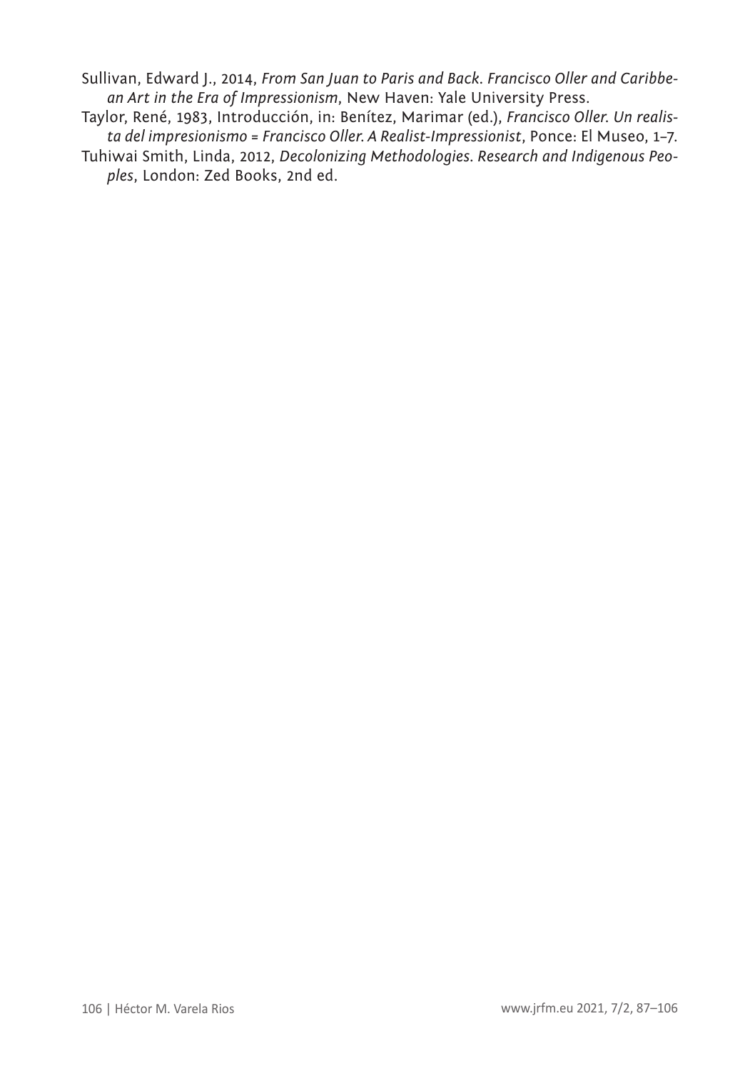Sullivan, Edward J., 2014, *From San Juan to Paris and Back. Francisco Oller and Caribbean Art in the Era of Impressionism*, New Haven: Yale University Press.

Taylor, René, 1983, Introducción, in: Benítez, Marimar (ed.), *Francisco Oller. Un realista del impresionismo = Francisco Oller. A Realist-Impressionist*, Ponce: El Museo, 1–7.

Tuhiwai Smith, Linda, 2012, *Decolonizing Methodologies. Research and Indigenous Peoples*, London: Zed Books, 2nd ed.